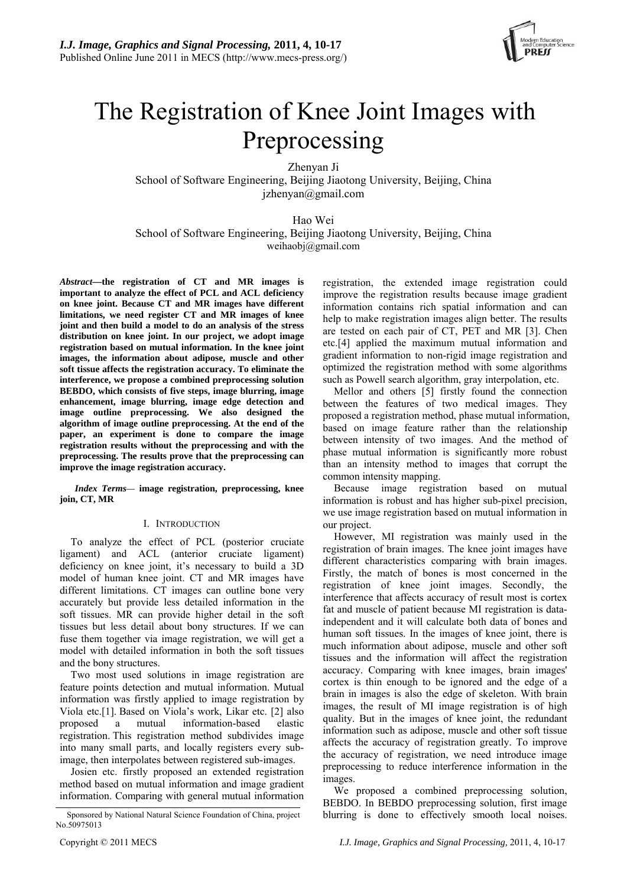# The Registration of Knee Joint Images with Preprocessing

Zhenyan Ji
School of Software Engineering, Beijing Jiaotong University, Beijing, China
jzhenyan@gmail.com

Hao Wei
School of Software Engineering, Beijing Jiaotong University, Beijing, China
weihaobj@gmail.com

***Abstract*—the registration of CT and MR images is important to analyze the effect of PCL and ACL deficiency on knee joint. Because CT and MR images have different limitations, we need register CT and MR images of knee joint and then build a model to do an analysis of the stress distribution on knee joint. In our project, we adopt image registration based on mutual information. In the knee joint images, the information about adipose, muscle and other soft tissue affects the registration accuracy. To eliminate the interference, we propose a combined preprocessing solution BEBDO, which consists of five steps, image blurring, image enhancement, image blurring, image edge detection and image outline preprocessing. We also designed the algorithm of image outline preprocessing. At the end of the paper, an experiment is done to compare the image registration results without the preprocessing and with the preprocessing. The results prove that the preprocessing can improve the image registration accuracy.**

***Index Terms*— image registration, preprocessing, knee join, CT, MR**

## I. INTRODUCTION

To analyze the effect of PCL (posterior cruciate ligament) and ACL (anterior cruciate ligament) deficiency on knee joint, it's necessary to build a 3D model of human knee joint. CT and MR images have different limitations. CT images can outline bone very accurately but provide less detailed information in the soft tissues. MR can provide higher detail in the soft tissues but less detail about bony structures. If we can fuse them together via image registration, we will get a model with detailed information in both the soft tissues and the bony structures.

Two most used solutions in image registration are feature points detection and mutual information. Mutual information was firstly applied to image registration by Viola etc.[1]. Based on Viola's work, Likar etc. [2] also proposed a mutual information-based elastic registration. This registration method subdivides image into many small parts, and locally registers every sub-image, then interpolates between registered sub-images.

Josien etc. firstly proposed an extended registration method based on mutual information and image gradient information. Comparing with general mutual information registration, the extended image registration could improve the registration results because image gradient information contains rich spatial information and can help to make registration images align better. The results are tested on each pair of CT, PET and MR [3]. Chen etc.[4] applied the maximum mutual information and gradient information to non-rigid image registration and optimized the registration method with some algorithms such as Powell search algorithm, gray interpolation, etc.

Mellor and others [5] firstly found the connection between the features of two medical images. They proposed a registration method, phase mutual information, based on image feature rather than the relationship between intensity of two images. And the method of phase mutual information is significantly more robust than an intensity method to images that corrupt the common intensity mapping.

Because image registration based on mutual information is robust and has higher sub-pixel precision, we use image registration based on mutual information in our project.

However, MI registration was mainly used in the registration of brain images. The knee joint images have different characteristics comparing with brain images. Firstly, the match of bones is most concerned in the registration of knee joint images. Secondly, the interference that affects accuracy of result most is cortex fat and muscle of patient because MI registration is data-independent and it will calculate both data of bones and human soft tissues. In the images of knee joint, there is much information about adipose, muscle and other soft tissues and the information will affect the registration accuracy. Comparing with knee images, brain images' cortex is thin enough to be ignored and the edge of a brain in images is also the edge of skeleton. With brain images, the result of MI image registration is of high quality. But in the images of knee joint, the redundant information such as adipose, muscle and other soft tissue affects the accuracy of registration greatly. To improve the accuracy of registration, we need introduce image preprocessing to reduce interference information in the images.

We proposed a combined preprocessing solution, BEBDO. In BEBDO preprocessing solution, first image blurring is done to effectively smooth local noises.

Sponsored by National Natural Science Foundation of China, project No.50975013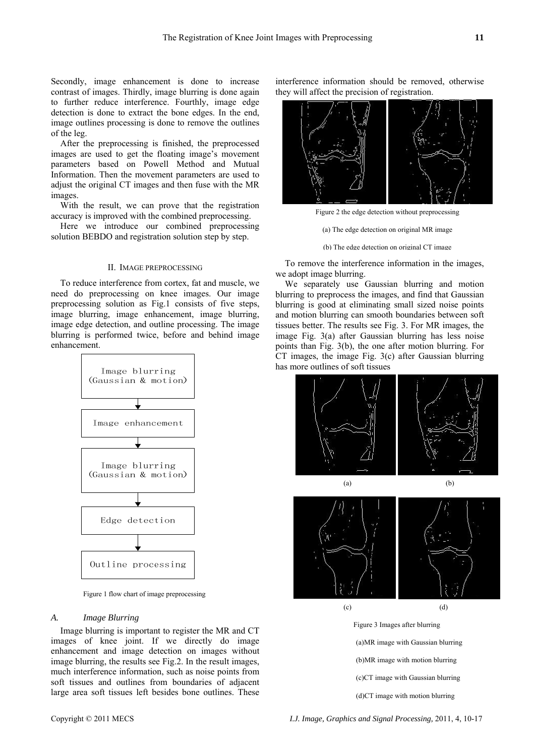Secondly, image enhancement is done to increase contrast of images. Thirdly, image blurring is done again to further reduce interference. Fourthly, image edge detection is done to extract the bone edges. In the end, image outlines processing is done to remove the outlines of the leg.

After the preprocessing is finished, the preprocessed images are used to get the floating image's movement parameters based on Powell Method and Mutual Information. Then the movement parameters are used to adjust the original CT images and then fuse with the MR images.

With the result, we can prove that the registration accuracy is improved with the combined preprocessing.

Here we introduce our combined preprocessing solution BEBDO and registration solution step by step.

## II. IMAGE PREPROCESSING

To reduce interference from cortex, fat and muscle, we need do preprocessing on knee images. Our image preprocessing solution as Fig.1 consists of five steps, image blurring, image enhancement, image blurring, image edge detection, and outline processing. The image blurring is performed twice, before and behind image enhancement.

Image blurring (Gaussian & motion) → Image enhancement → Image blurring (Gaussian & motion) → Edge detection → Outline processing

Figure 1 flow chart of image preprocessing

### A. *Image Blurring*

Image blurring is important to register the MR and CT images of knee joint. If we directly do image enhancement and image detection on images without image blurring, the results see Fig.2. In the result images, much interference information, such as noise points from soft tissues and outlines from boundaries of adjacent large area soft tissues left besides bone outlines. These interference information should be removed, otherwise they will affect the precision of registration.

Figure 2 the edge detection without preprocessing

(a) The edge detection on original MR image

(b) The edge detection on original CT image

To remove the interference information in the images, we adopt image blurring.

We separately use Gaussian blurring and motion blurring to preprocess the images, and find that Gaussian blurring is good at eliminating small sized noise points and motion blurring can smooth boundaries between soft tissues better. The results see Fig. 3. For MR images, the image Fig. 3(a) after Gaussian blurring has less noise points than Fig. 3(b), the one after motion blurring. For CT images, the image Fig. 3(c) after Gaussian blurring has more outlines of soft tissues

Figure 3 Images after blurring

(a)MR image with Gaussian blurring

(b)MR image with motion blurring

(c)CT image with Gaussian blurring

(d)CT image with motion blurring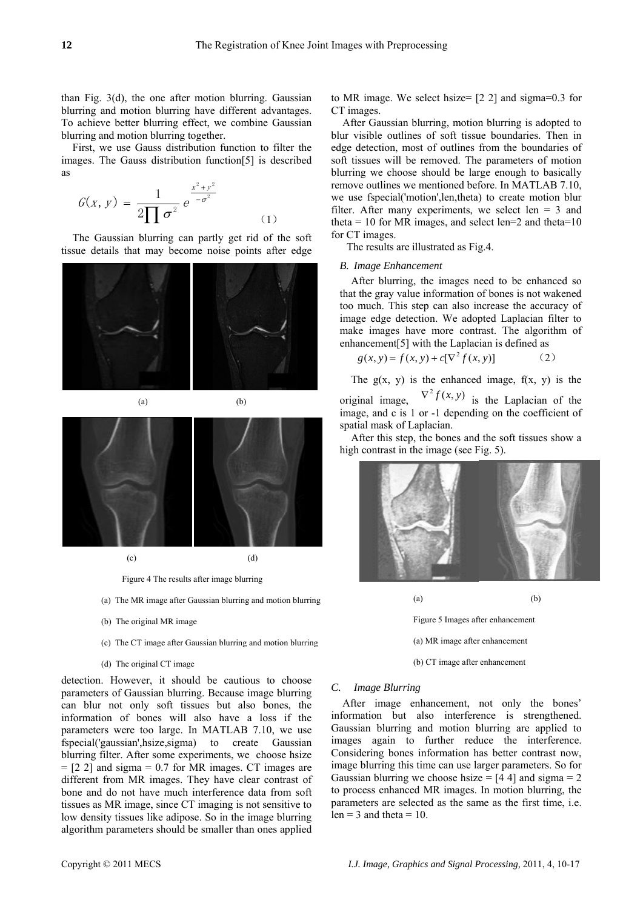than Fig. 3(d), the one after motion blurring. Gaussian blurring and motion blurring have different advantages. To achieve better blurring effect, we combine Gaussian blurring and motion blurring together.

First, we use Gauss distribution function to filter the images. The Gauss distribution function[5] is described as

$$G(x, y) = \frac{1}{2\prod \sigma^2} e^{\frac{x^2+y^2}{-\sigma^2}} \tag{1}$$

The Gaussian blurring can partly get rid of the soft tissue details that may become noise points after edge detection. However, it should be cautious to choose parameters of Gaussian blurring. Because image blurring can blur not only soft tissues but also bones, the information of bones will also have a loss if the parameters were too large. In MATLAB 7.10, we use fspecial('gaussian',hsize,sigma) to create Gaussian blurring filter. After some experiments, we choose hsize = [2 2] and sigma = 0.7 for MR images. CT images are different from MR images. They have clear contrast of bone and do not have much interference data from soft tissues as MR image, since CT imaging is not sensitive to low density tissues like adipose. So in the image blurring algorithm parameters should be smaller than ones applied to MR image. We select hsize= [2 2] and sigma=0.3 for CT images.

Figure 4 The results after image blurring

(a) The MR image after Gaussian blurring and motion blurring

(b) The original MR image

(c) The CT image after Gaussian blurring and motion blurring

(d) The original CT image

After Gaussian blurring, motion blurring is adopted to blur visible outlines of soft tissue boundaries. Then in edge detection, most of outlines from the boundaries of soft tissues will be removed. The parameters of motion blurring we choose should be large enough to basically remove outlines we mentioned before. In MATLAB 7.10, we use fspecial('motion',len,theta) to create motion blur filter. After many experiments, we select len = 3 and theta = 10 for MR images, and select len=2 and theta=10 for CT images.

The results are illustrated as Fig.4.

### *B. Image Enhancement*

After blurring, the images need to be enhanced so that the gray value information of bones is not wakened too much. This step can also increase the accuracy of image edge detection. We adopted Laplacian filter to make images have more contrast. The algorithm of enhancement[5] with the Laplacian is defined as

$$g(x, y) = f(x, y) + c[\nabla^2 f(x, y)] \tag{2}$$

The g(x, y) is the enhanced image, f(x, y) is the original image, $\nabla^2 f(x, y)$ is the Laplacian of the image, and c is 1 or -1 depending on the coefficient of spatial mask of Laplacian.

After this step, the bones and the soft tissues show a high contrast in the image (see Fig. 5).

Figure 5 Images after enhancement

(a) MR image after enhancement

(b) CT image after enhancement

### *C. Image Blurring*

After image enhancement, not only the bones' information but also interference is strengthened. Gaussian blurring and motion blurring are applied to images again to further reduce the interference. Considering bones information has better contrast now, image blurring this time can use larger parameters. So for Gaussian blurring we choose hsize = [4 4] and sigma = 2 to process enhanced MR images. In motion blurring, the parameters are selected as the same as the first time, i.e. len = 3 and theta = 10.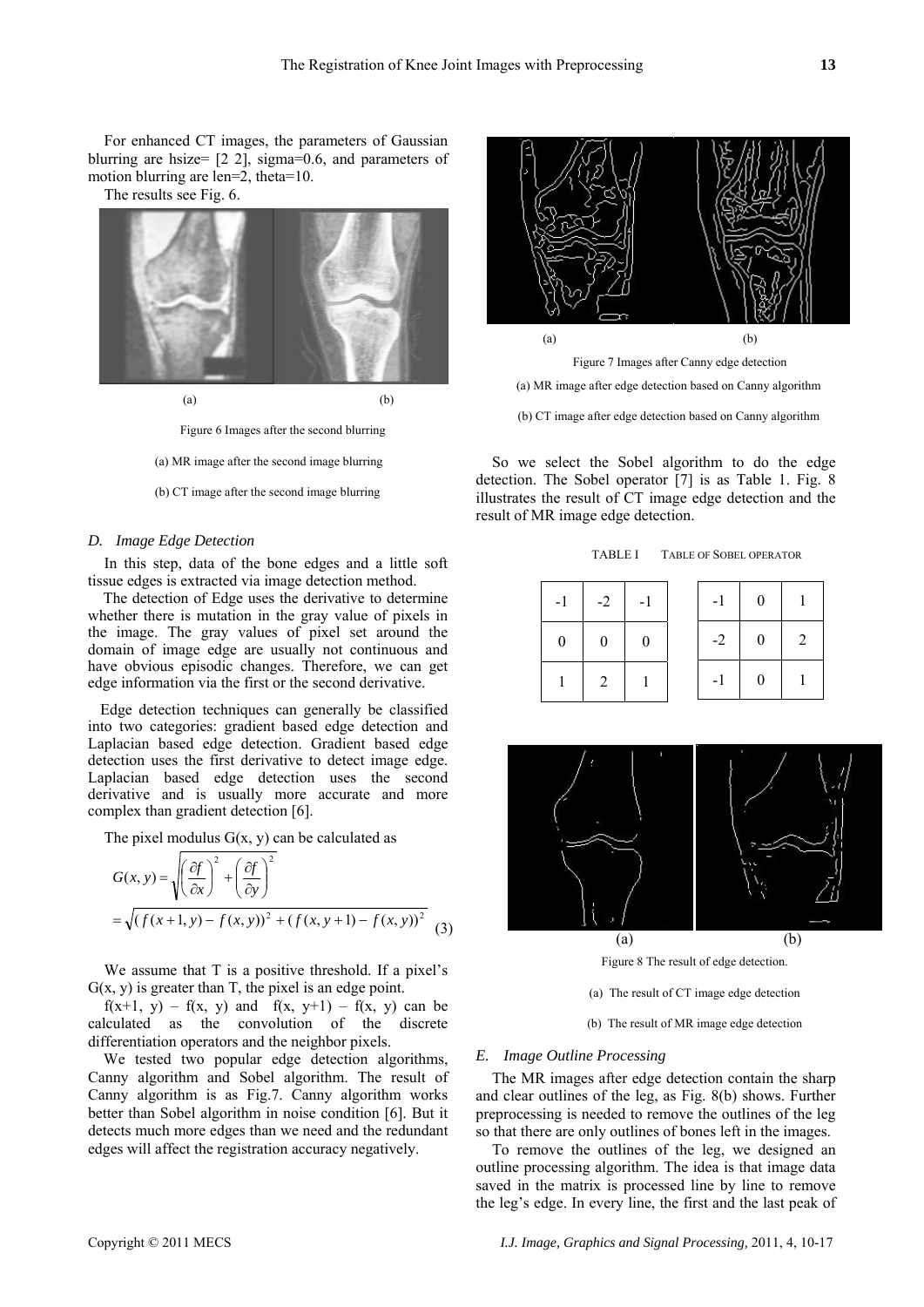For enhanced CT images, the parameters of Gaussian blurring are hsize= [2 2], sigma=0.6, and parameters of motion blurring are len=2, theta=10.

The results see Fig. 6.

(a) (b)

Figure 6 Images after the second blurring

(a) MR image after the second image blurring

(b) CT image after the second image blurring

### *D. Image Edge Detection*

In this step, data of the bone edges and a little soft tissue edges is extracted via image detection method.

The detection of Edge uses the derivative to determine whether there is mutation in the gray value of pixels in the image. The gray values of pixel set around the domain of image edge are usually not continuous and have obvious episodic changes. Therefore, we can get edge information via the first or the second derivative.

Edge detection techniques can generally be classified into two categories: gradient based edge detection and Laplacian based edge detection. Gradient based edge detection uses the first derivative to detect image edge. Laplacian based edge detection uses the second derivative and is usually more accurate and more complex than gradient detection [6].

The pixel modulus G(x, y) can be calculated as

$$G(x,y)=\sqrt{\left(\frac{\partial f}{\partial x}\right)^2+\left(\frac{\partial f}{\partial y}\right)^2} = \sqrt{(f(x+1,y)-f(x,y))^2+(f(x,y+1)-f(x,y))^2} \quad (3)$$

We assume that T is a positive threshold. If a pixel's G(x, y) is greater than T, the pixel is an edge point.

$f(x+1, y) - f(x, y)$ and $f(x, y+1) - f(x, y)$ can be calculated as the convolution of the discrete differentiation operators and the neighbor pixels.

We tested two popular edge detection algorithms, Canny algorithm and Sobel algorithm. The result of Canny algorithm is as Fig.7. Canny algorithm works better than Sobel algorithm in noise condition [6]. But it detects much more edges than we need and the redundant edges will affect the registration accuracy negatively.

(a) (b)

Figure 7 Images after Canny edge detection

(a) MR image after edge detection based on Canny algorithm

(b) CT image after edge detection based on Canny algorithm

So we select the Sobel algorithm to do the edge detection. The Sobel operator [7] is as Table 1. Fig. 8 illustrates the result of CT image edge detection and the result of MR image edge detection.

TABLE I TABLE OF SOBEL OPERATOR

| -1 | -2 | -1 |
|---|---|---|
| 0 | 0 | 0 |
| 1 | 2 | 1 |

| -1 | 0 | 1 |
|---|---|---|
| -2 | 0 | 2 |
| -1 | 0 | 1 |

(a) (b)

Figure 8 The result of edge detection.

(a) The result of CT image edge detection

(b) The result of MR image edge detection

### *E. Image Outline Processing*

The MR images after edge detection contain the sharp and clear outlines of the leg, as Fig. 8(b) shows. Further preprocessing is needed to remove the outlines of the leg so that there are only outlines of bones left in the images.

To remove the outlines of the leg, we designed an outline processing algorithm. The idea is that image data saved in the matrix is processed line by line to remove the leg's edge. In every line, the first and the last peak of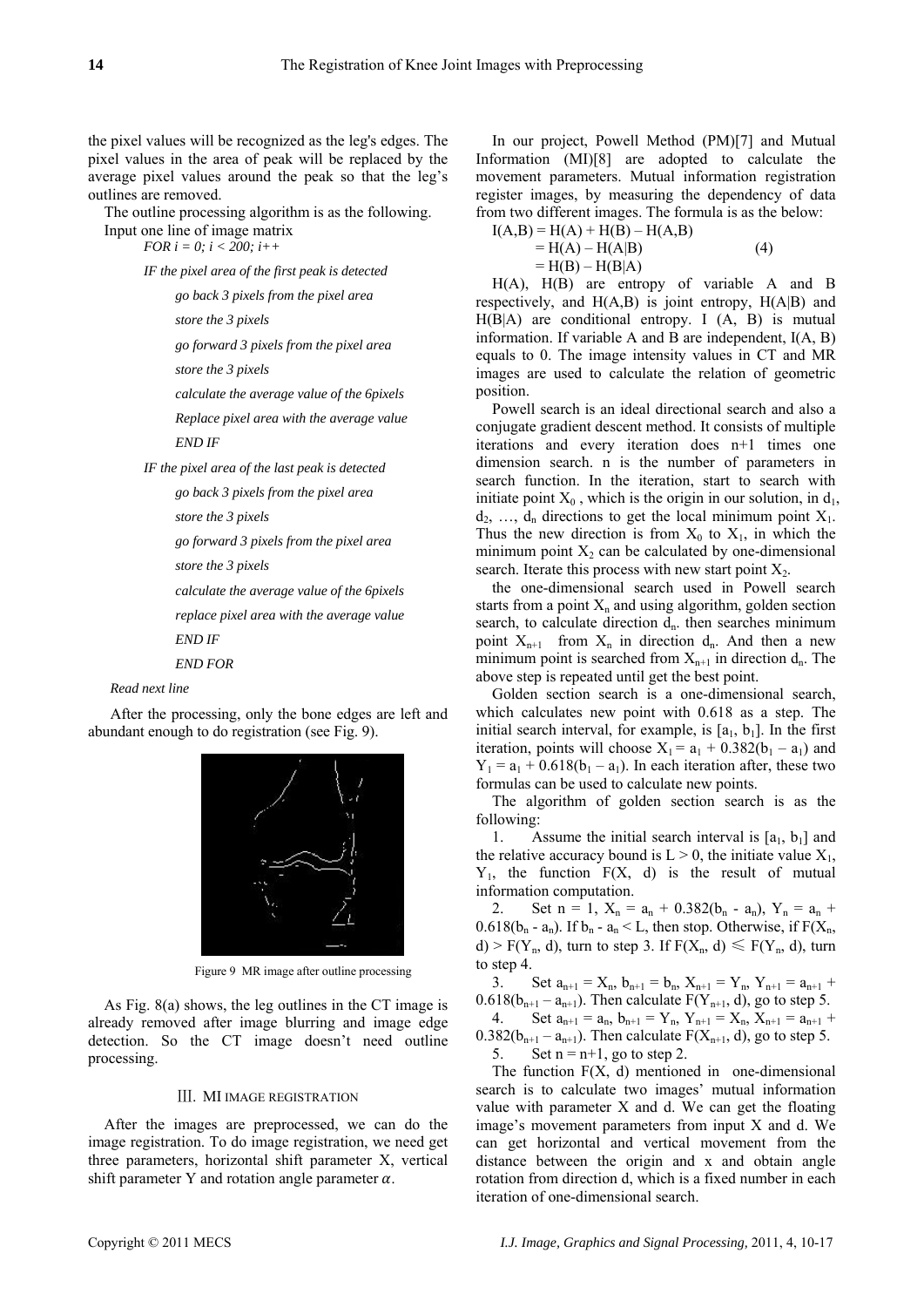the pixel values will be recognized as the leg's edges. The pixel values in the area of peak will be replaced by the average pixel values around the peak so that the leg's outlines are removed.

The outline processing algorithm is as the following.

Input one line of image matrix

```
FOR i = 0; i < 200; i++
    IF the pixel area of the first peak is detected
        go back 3 pixels from the pixel area
        store the 3 pixels
        go forward 3 pixels from the pixel area
        store the 3 pixels
        calculate the average value of the 6pixels
        Replace pixel area with the average value
        END IF
    IF the pixel area of the last peak is detected
        go back 3 pixels from the pixel area
        store the 3 pixels
        go forward 3 pixels from the pixel area
        store the 3 pixels
        calculate the average value of the 6pixels
        replace pixel area with the average value
        END IF
        END FOR
Read next line
```

After the processing, only the bone edges are left and abundant enough to do registration (see Fig. 9).

Figure 9 MR image after outline processing

As Fig. 8(a) shows, the leg outlines in the CT image is already removed after image blurring and image edge detection. So the CT image doesn't need outline processing.

## III. MI IMAGE REGISTRATION

After the images are preprocessed, we can do the image registration. To do image registration, we need get three parameters, horizontal shift parameter X, vertical shift parameter Y and rotation angle parameter $\alpha$.

In our project, Powell Method (PM)[7] and Mutual Information (MI)[8] are adopted to calculate the movement parameters. Mutual information registration register images, by measuring the dependency of data from two different images. The formula is as the below:

$$
\begin{aligned}
I(A,B) &= H(A) + H(B) - H(A,B) \\
&= H(A) - H(A|B) \qquad (4) \\
&= H(B) - H(B|A)
\end{aligned}
$$

H(A), H(B) are entropy of variable A and B respectively, and H(A,B) is joint entropy, H(A|B) and H(B|A) are conditional entropy. I (A, B) is mutual information. If variable A and B are independent, I(A, B) equals to 0. The image intensity values in CT and MR images are used to calculate the relation of geometric position.

Powell search is an ideal directional search and also a conjugate gradient descent method. It consists of multiple iterations and every iteration does n+1 times one dimension search. n is the number of parameters in search function. In the iteration, start to search with initiate point $X_0$ , which is the origin in our solution, in $d_1$, $d_2$, …, $d_n$ directions to get the local minimum point $X_1$. Thus the new direction is from $X_0$ to $X_1$, in which the minimum point $X_2$ can be calculated by one-dimensional search. Iterate this process with new start point $X_2$.

the one-dimensional search used in Powell search starts from a point $X_n$ and using algorithm, golden section search, to calculate direction $d_n$. then searches minimum point $X_{n+1}$ from $X_n$ in direction $d_n$. And then a new minimum point is searched from $X_{n+1}$ in direction $d_n$. The above step is repeated until get the best point.

Golden section search is a one-dimensional search, which calculates new point with 0.618 as a step. The initial search interval, for example, is $[a_1, b_1]$. In the first iteration, points will choose $X_1 = a_1 + 0.382(b_1 - a_1)$ and $Y_1 = a_1 + 0.618(b_1 - a_1)$. In each iteration after, these two formulas can be used to calculate new points.

The algorithm of golden section search is as the following:

1. Assume the initial search interval is $[a_1, b_1]$ and the relative accuracy bound is $L > 0$, the initiate value $X_1$, $Y_1$, the function F(X, d) is the result of mutual information computation.
2. Set $n = 1$, $X_n = a_n + 0.382(b_n - a_n)$, $Y_n = a_n + 0.618(b_n - a_n)$. If $b_n - a_n < L$, then stop. Otherwise, if $F(X_n, d) > F(Y_n, d)$, turn to step 3. If $F(X_n, d) \leqslant F(Y_n, d)$, turn to step 4.
3. Set $a_{n+1} = X_n$, $b_{n+1} = b_n$, $X_{n+1} = Y_n$, $Y_{n+1} = a_{n+1} + 0.618(b_{n+1} - a_{n+1})$. Then calculate $F(Y_{n+1}, d)$, go to step 5.
4. Set $a_{n+1} = a_n$, $b_{n+1} = Y_n$, $Y_{n+1} = X_n$, $X_{n+1} = a_{n+1} + 0.382(b_{n+1} - a_{n+1})$. Then calculate $F(X_{n+1}, d)$, go to step 5.
5. Set $n = n+1$, go to step 2.

The function F(X, d) mentioned in one-dimensional search is to calculate two images' mutual information value with parameter X and d. We can get the floating image's movement parameters from input X and d. We can get horizontal and vertical movement from the distance between the origin and x and obtain angle rotation from direction d, which is a fixed number in each iteration of one-dimensional search.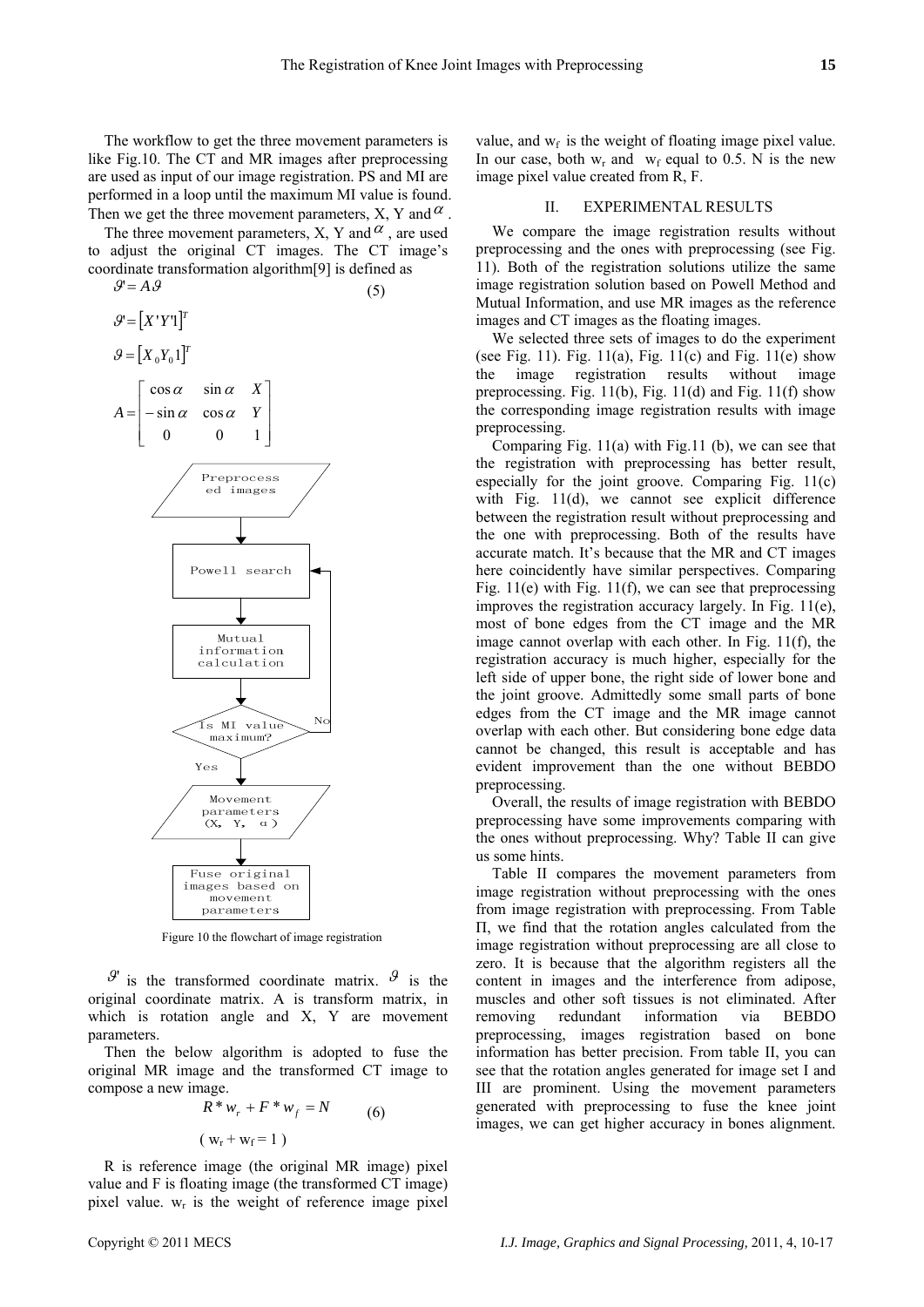The workflow to get the three movement parameters is like Fig.10. The CT and MR images after preprocessing are used as input of our image registration. PS and MI are performed in a loop until the maximum MI value is found. Then we get the three movement parameters, X, Y and $\alpha$.

The three movement parameters, X, Y and $\alpha$, are used to adjust the original CT images. The CT image's coordinate transformation algorithm[9] is defined as

$$\vartheta' = A\vartheta \tag{5}$$

$$\vartheta' = [X'Y'1]^T$$

$$\vartheta = [X_0 Y_0 1]^T$$

$$A = \begin{bmatrix} \cos\alpha & \sin\alpha & X \\ -\sin\alpha & \cos\alpha & Y \\ 0 & 0 & 1 \end{bmatrix}$$

Preprocessed images → Powell search → Mutual information calculation → Is MI value maximum? (No → Powell search; Yes →) Movement parameters (X, Y, α) → Fuse original images based on movement parameters

Figure 10 the flowchart of image registration

$\vartheta'$ is the transformed coordinate matrix. $\vartheta$ is the original coordinate matrix. A is transform matrix, in which is rotation angle and X, Y are movement parameters.

Then the below algorithm is adopted to fuse the original MR image and the transformed CT image to compose a new image.

$$R * w_r + F * w_f = N \tag{6}$$

$$( w_r + w_f = 1 )$$

R is reference image (the original MR image) pixel value and F is floating image (the transformed CT image) pixel value. $w_r$ is the weight of reference image pixel value, and $w_f$ is the weight of floating image pixel value. In our case, both $w_r$ and $w_f$ equal to 0.5. N is the new image pixel value created from R, F.

## II. EXPERIMENTAL RESULTS

We compare the image registration results without preprocessing and the ones with preprocessing (see Fig. 11). Both of the registration solutions utilize the same image registration solution based on Powell Method and Mutual Information, and use MR images as the reference images and CT images as the floating images.

We selected three sets of images to do the experiment (see Fig. 11). Fig. 11(a), Fig. 11(c) and Fig. 11(e) show the image registration results without image preprocessing. Fig. 11(b), Fig. 11(d) and Fig. 11(f) show the corresponding image registration results with image preprocessing.

Comparing Fig. 11(a) with Fig.11 (b), we can see that the registration with preprocessing has better result, especially for the joint groove. Comparing Fig. 11(c) with Fig. 11(d), we cannot see explicit difference between the registration result without preprocessing and the one with preprocessing. Both of the results have accurate match. It's because that the MR and CT images here coincidently have similar perspectives. Comparing Fig. 11(e) with Fig. 11(f), we can see that preprocessing improves the registration accuracy largely. In Fig. 11(e), most of bone edges from the CT image and the MR image cannot overlap with each other. In Fig. 11(f), the registration accuracy is much higher, especially for the left side of upper bone, the right side of lower bone and the joint groove. Admittedly some small parts of bone edges from the CT image and the MR image cannot overlap with each other. But considering bone edge data cannot be changed, this result is acceptable and has evident improvement than the one without BEBDO preprocessing.

Overall, the results of image registration with BEBDO preprocessing have some improvements comparing with the ones without preprocessing. Why? Table II can give us some hints.

Table II compares the movement parameters from image registration without preprocessing with the ones from image registration with preprocessing. From Table Π, we find that the rotation angles calculated from the image registration without preprocessing are all close to zero. It is because that the algorithm registers all the content in images and the interference from adipose, muscles and other soft tissues is not eliminated. After removing redundant information via BEBDO preprocessing, images registration based on bone information has better precision. From table II, you can see that the rotation angles generated for image set I and III are prominent. Using the movement parameters generated with preprocessing to fuse the knee joint images, we can get higher accuracy in bones alignment.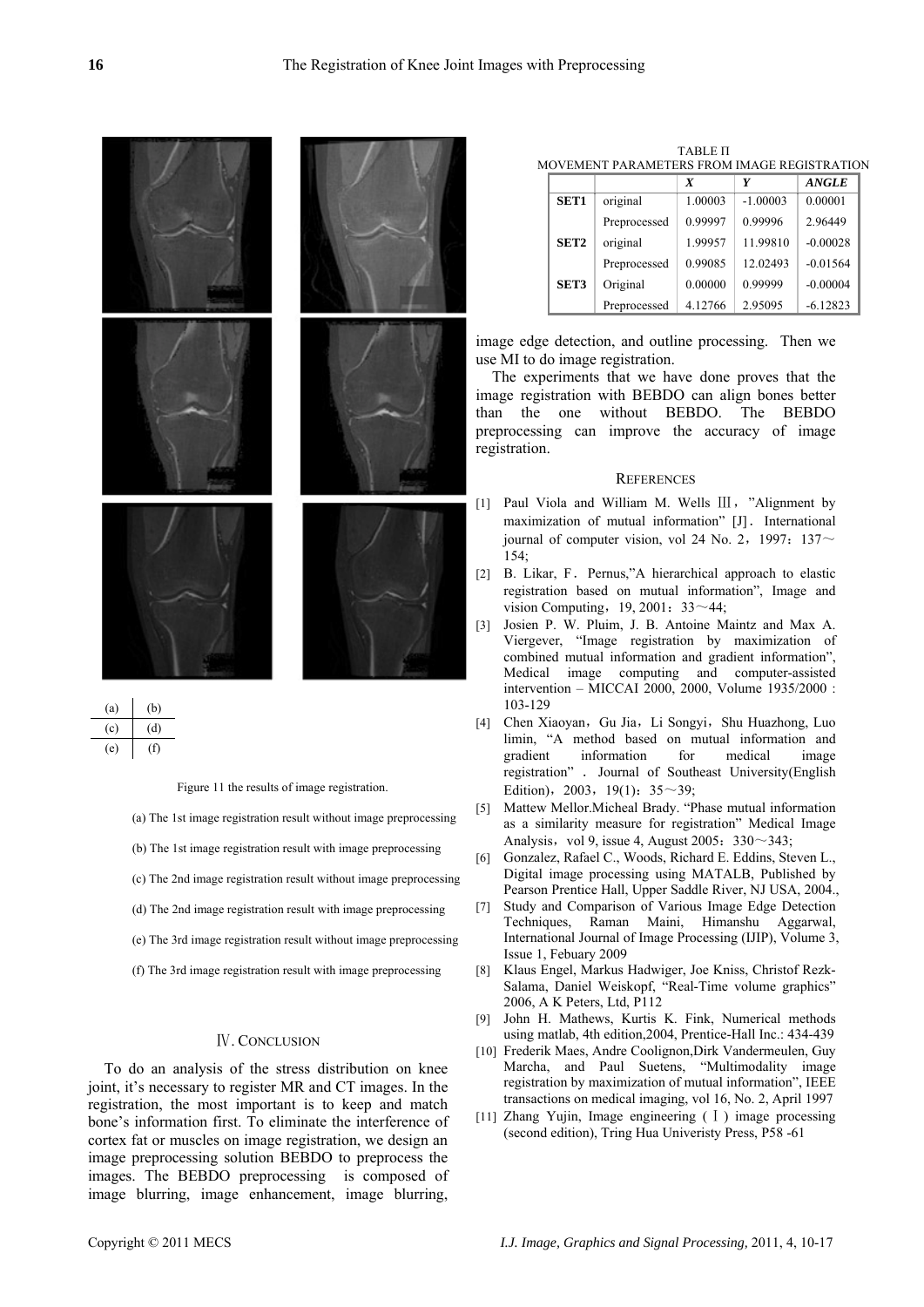| (a) | (b) |
|---|---|
| (c) | (d) |
| (e) | (f) |

Figure 11 the results of image registration.

(a) The 1st image registration result without image preprocessing

(b) The 1st image registration result with image preprocessing

(c) The 2nd image registration result without image preprocessing

(d) The 2nd image registration result with image preprocessing

(e) The 3rd image registration result without image preprocessing

(f) The 3rd image registration result with image preprocessing

## Ⅳ. CONCLUSION

To do an analysis of the stress distribution on knee joint, it's necessary to register MR and CT images. In the registration, the most important is to keep and match bone's information first. To eliminate the interference of cortex fat or muscles on image registration, we design an image preprocessing solution BEBDO to preprocess the images. The BEBDO preprocessing is composed of image blurring, image enhancement, image blurring, image edge detection, and outline processing. Then we use MI to do image registration.

The experiments that we have done proves that the image registration with BEBDO can align bones better than the one without BEBDO. The BEBDO preprocessing can improve the accuracy of image registration.

TABLE II
MOVEMENT PARAMETERS FROM IMAGE REGISTRATION

| | | *X* | *Y* | *ANGLE* |
|---|---|---|---|---|
| **SET1** | original | 1.00003 | -1.00003 | 0.00001 |
| | Preprocessed | 0.99997 | 0.99996 | 2.96449 |
| **SET2** | original | 1.99957 | 11.99810 | -0.00028 |
| | Preprocessed | 0.99085 | 12.02493 | -0.01564 |
| **SET3** | Original | 0.00000 | 0.99999 | -0.00004 |
| | Preprocessed | 4.12766 | 2.95095 | -6.12823 |

## REFERENCES

[1] Paul Viola and William M. Wells Ⅲ, "Alignment by maximization of mutual information" [J]. International journal of computer vision, vol 24 No. 2, 1997: 137～154;

[2] B. Likar, F. Pernus,"A hierarchical approach to elastic registration based on mutual information", Image and vision Computing, 19, 2001: 33～44;

[3] Josien P. W. Pluim, J. B. Antoine Maintz and Max A. Viergever, "Image registration by maximization of combined mutual information and gradient information", Medical image computing and computer-assisted intervention – MICCAI 2000, 2000, Volume 1935/2000 : 103-129

[4] Chen Xiaoyan, Gu Jia, Li Songyi, Shu Huazhong, Luo limin, "A method based on mutual information and gradient information for medical image registration" . Journal of Southeast University(English Edition), 2003, 19(1): 35～39;

[5] Mattew Mellor.Micheal Brady. "Phase mutual information as a similarity measure for registration" Medical Image Analysis, vol 9, issue 4, August 2005: 330～343;

[6] Gonzalez, Rafael C., Woods, Richard E. Eddins, Steven L., Digital image processing using MATALB, Published by Pearson Prentice Hall, Upper Saddle River, NJ USA, 2004.,

[7] Study and Comparison of Various Image Edge Detection Techniques, Raman Maini, Himanshu Aggarwal, International Journal of Image Processing (IJIP), Volume 3, Issue 1, Febuary 2009

[8] Klaus Engel, Markus Hadwiger, Joe Kniss, Christof Rezk-Salama, Daniel Weiskopf, "Real-Time volume graphics" 2006, A K Peters, Ltd, P112

[9] John H. Mathews, Kurtis K. Fink, Numerical methods using matlab, 4th edition,2004, Prentice-Hall Inc.: 434-439

[10] Frederik Maes, Andre Coolignon,Dirk Vandermeulen, Guy Marcha, and Paul Suetens, "Multimodality image registration by maximization of mutual information", IEEE transactions on medical imaging, vol 16, No. 2, April 1997

[11] Zhang Yujin, Image engineering (Ⅰ) image processing (second edition), Tring Hua Univeristy Press, P58 -61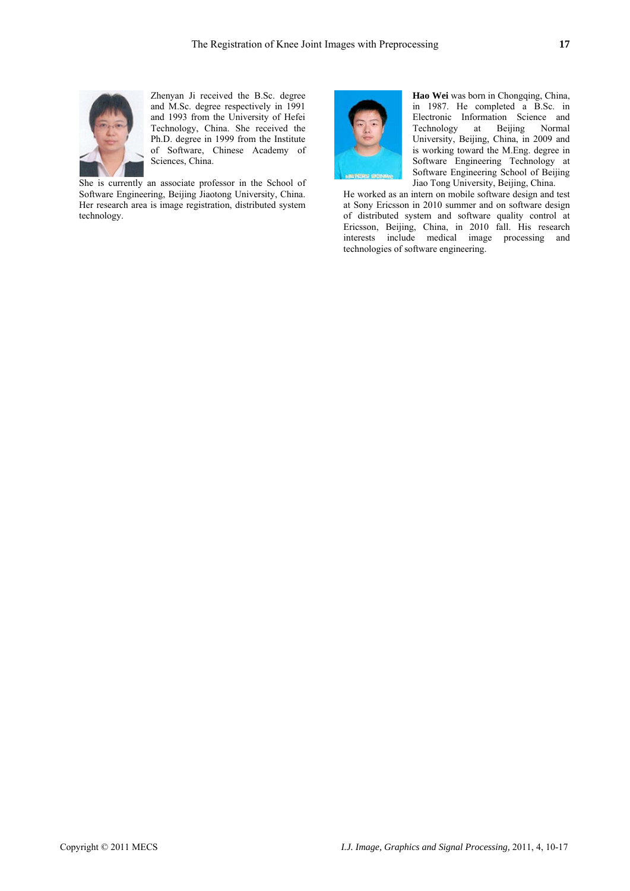Zhenyan Ji received the B.Sc. degree and M.Sc. degree respectively in 1991 and 1993 from the University of Hefei Technology, China. She received the Ph.D. degree in 1999 from the Institute of Software, Chinese Academy of Sciences, China.

She is currently an associate professor in the School of Software Engineering, Beijing Jiaotong University, China. Her research area is image registration, distributed system technology.

**Hao Wei** was born in Chongqing, China, in 1987. He completed a B.Sc. in Electronic Information Science and Technology at Beijing Normal University, Beijing, China, in 2009 and is working toward the M.Eng. degree in Software Engineering Technology at Software Engineering School of Beijing Jiao Tong University, Beijing, China.

He worked as an intern on mobile software design and test at Sony Ericsson in 2010 summer and on software design of distributed system and software quality control at Ericsson, Beijing, China, in 2010 fall. His research interests include medical image processing and technologies of software engineering.